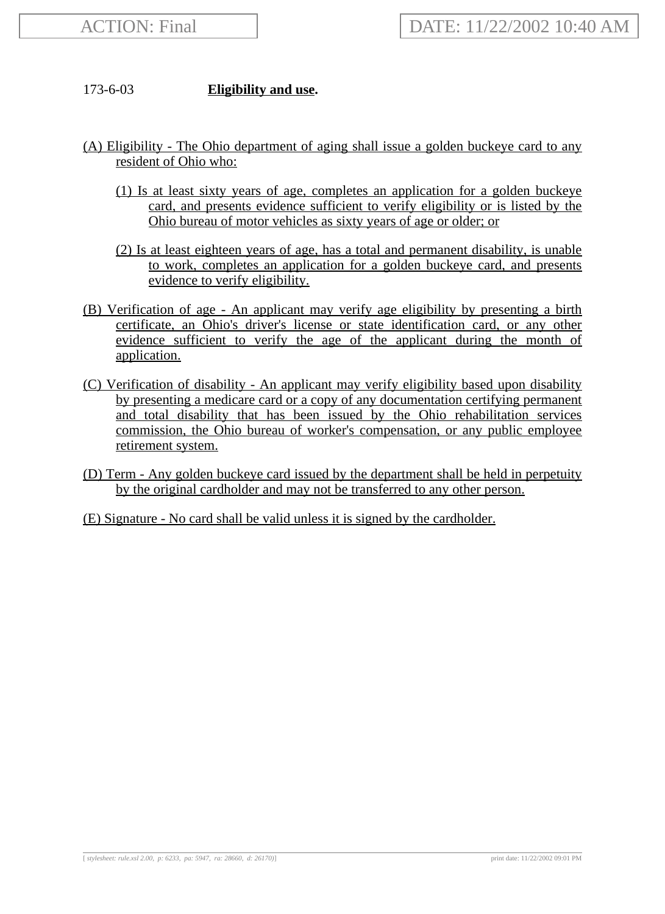173-6-03 **Eligibility and use.**

(A) Eligibility - The Ohio department of aging shall issue a golden buckeye card to any resident of Ohio who:

(1) Is at least sixty years of age, completes an application for a golden buckeye card, and presents evidence sufficient to verify eligibility or is listed by the Ohio bureau of motor vehicles as sixty years of age or older; or

(2) Is at least eighteen years of age, has a total and permanent disability, is unable to work, completes an application for a golden buckeye card, and presents evidence to verify eligibility.

(B) Verification of age - An applicant may verify age eligibility by presenting a birth certificate, an Ohio's driver's license or state identification card, or any other evidence sufficient to verify the age of the applicant during the month of application.

(C) Verification of disability - An applicant may verify eligibility based upon disability by presenting a medicare card or a copy of any documentation certifying permanent and total disability that has been issued by the Ohio rehabilitation services commission, the Ohio bureau of worker's compensation, or any public employee retirement system.

(D) Term - Any golden buckeye card issued by the department shall be held in perpetuity by the original cardholder and may not be transferred to any other person.

(E) Signature - No card shall be valid unless it is signed by the cardholder.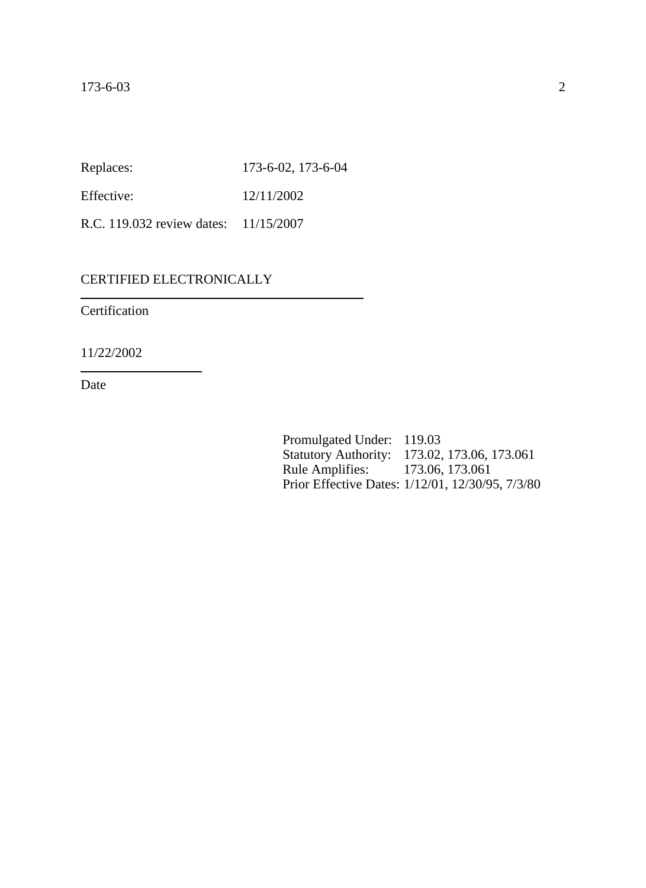Replaces: 173-6-02, 173-6-04

Effective: 12/11/2002

R.C. 119.032 review dates: 11/15/2007

CERTIFIED ELECTRONICALLY

---

Certification

11/22/2002

---

Date

Promulgated Under: 119.03
Statutory Authority: 173.02, 173.06, 173.061
Rule Amplifies: 173.06, 173.061
Prior Effective Dates: 1/12/01, 12/30/95, 7/3/80